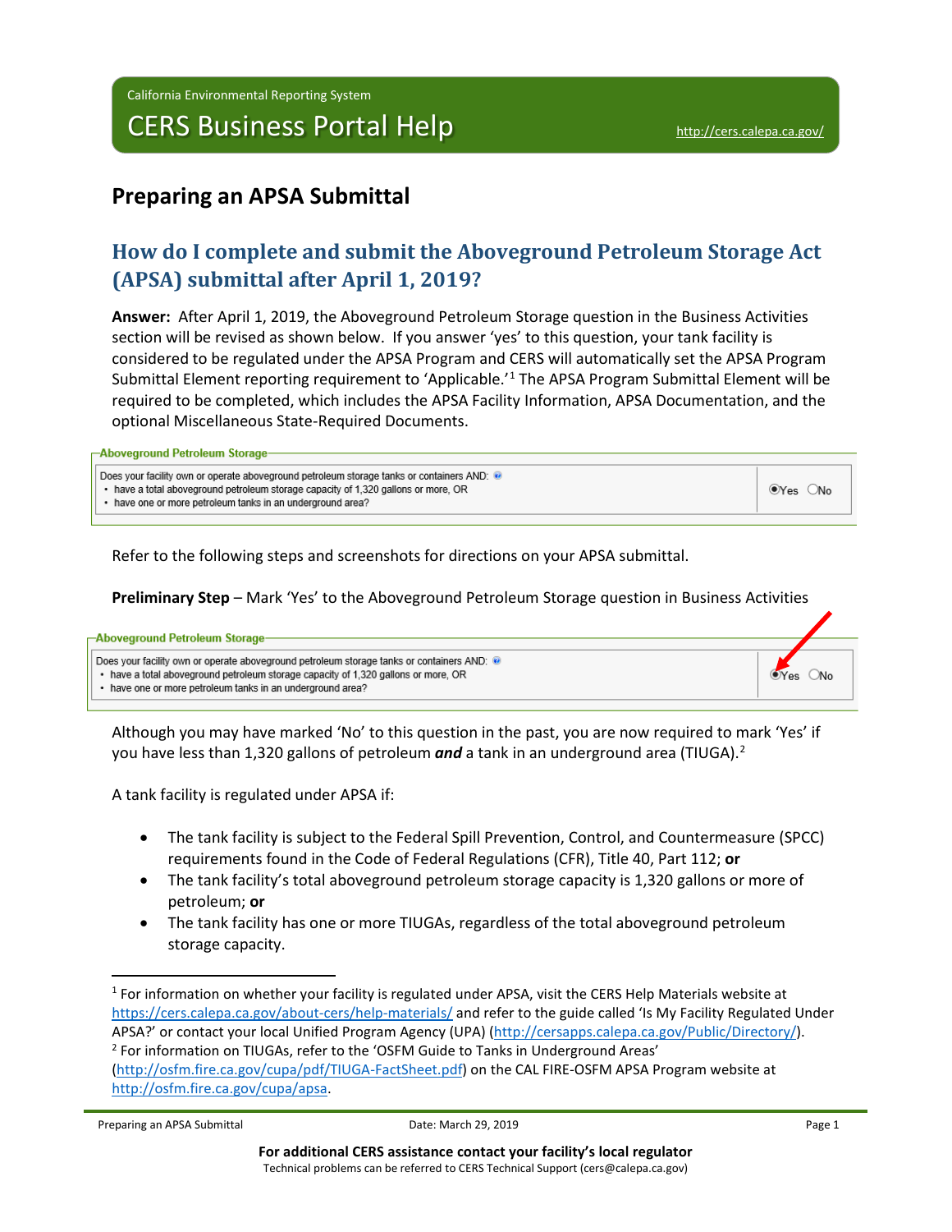California Environmental Reporting System

# CERS Business Portal Help

http://cers.calepa.ca.gov/

## Preparing an APSA Submittal

### How do I complete and submit the Aboveground Petroleum Storage Act (APSA) submittal after April 1, 2019?

**Answer:** After April 1, 2019, the Aboveground Petroleum Storage question in the Business Activities section will be revised as shown below. If you answer 'yes' to this question, your tank facility is considered to be regulated under the APSA Program and CERS will automatically set the APSA Program Submittal Element reporting requirement to 'Applicable.'[1] The APSA Program Submittal Element will be required to be completed, which includes the APSA Facility Information, APSA Documentation, and the optional Miscellaneous State-Required Documents.

**Aboveground Petroleum Storage**

| | |
|---|---|
| Does your facility own or operate aboveground petroleum storage tanks or containers AND:<br>• have a total aboveground petroleum storage capacity of 1,320 gallons or more, OR<br>• have one or more petroleum tanks in an underground area? | ◉Yes ○No |

Refer to the following steps and screenshots for directions on your APSA submittal.

**Preliminary Step** – Mark 'Yes' to the Aboveground Petroleum Storage question in Business Activities

**Aboveground Petroleum Storage**

| | |
|---|---|
| Does your facility own or operate aboveground petroleum storage tanks or containers AND:<br>• have a total aboveground petroleum storage capacity of 1,320 gallons or more, OR<br>• have one or more petroleum tanks in an underground area? | ◉Yes ○No |

Although you may have marked 'No' to this question in the past, you are now required to mark 'Yes' if you have less than 1,320 gallons of petroleum ***and*** a tank in an underground area (TIUGA).[2]

A tank facility is regulated under APSA if:

- The tank facility is subject to the Federal Spill Prevention, Control, and Countermeasure (SPCC) requirements found in the Code of Federal Regulations (CFR), Title 40, Part 112; **or**
- The tank facility's total aboveground petroleum storage capacity is 1,320 gallons or more of petroleum; **or**
- The tank facility has one or more TIUGAs, regardless of the total aboveground petroleum storage capacity.

---

[1] For information on whether your facility is regulated under APSA, visit the CERS Help Materials website at https://cers.calepa.ca.gov/about-cers/help-materials/ and refer to the guide called 'Is My Facility Regulated Under APSA?' or contact your local Unified Program Agency (UPA) (http://cersapps.calepa.ca.gov/Public/Directory/).

[2] For information on TIUGAs, refer to the 'OSFM Guide to Tanks in Underground Areas' (http://osfm.fire.ca.gov/cupa/pdf/TIUGA-FactSheet.pdf) on the CAL FIRE-OSFM APSA Program website at http://osfm.fire.ca.gov/cupa/apsa.

**For additional CERS assistance contact your facility's local regulator**
Technical problems can be referred to CERS Technical Support (cers@calepa.ca.gov)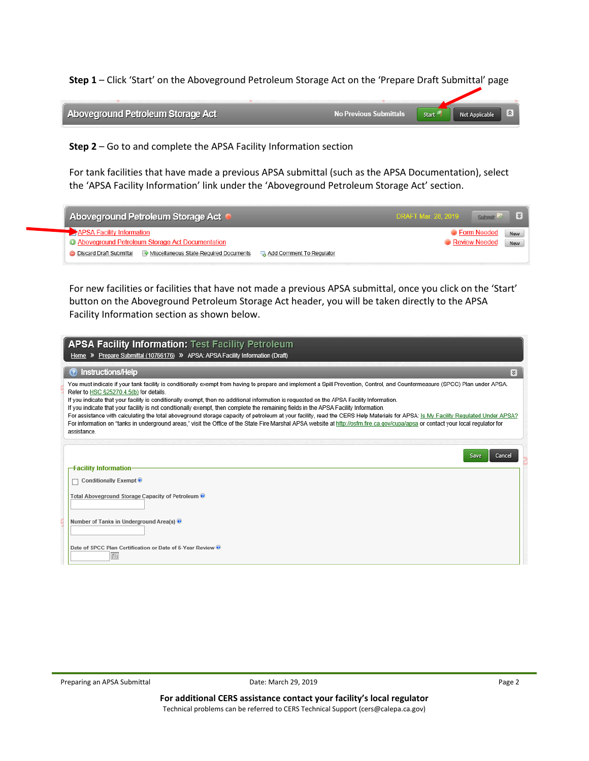**Step 1** – Click 'Start' on the Aboveground Petroleum Storage Act on the 'Prepare Draft Submittal' page

Aboveground Petroleum Storage Act    No Previous Submittals    Start    Not Applicable

**Step 2** – Go to and complete the APSA Facility Information section

For tank facilities that have made a previous APSA submittal (such as the APSA Documentation), select the 'APSA Facility Information' link under the 'Aboveground Petroleum Storage Act' section.

Aboveground Petroleum Storage Act    DRAFT Mar. 28, 2019    Submit

- APSA Facility Information    Form Needed    New
- Aboveground Petroleum Storage Act Documentation    Review Needed    New
- Discard Draft Submittal    Miscellaneous State-Required Documents    Add Comment To Regulator

For new facilities or facilities that have not made a previous APSA submittal, once you click on the 'Start' button on the Aboveground Petroleum Storage Act header, you will be taken directly to the APSA Facility Information section as shown below.

**APSA Facility Information: Test Facility Petroleum**

Home » Prepare Submittal (10766176) » APSA: APSA Facility Information (Draft)

**Instructions/Help**

You must indicate if your tank facility is conditionally exempt from having to prepare and implement a Spill Prevention, Control, and Countermeasure (SPCC) Plan under APSA. Refer to HSC §25270.4.5(b) for details.
If you indicate that your facility is conditionally exempt, then no additional information is requested on the APSA Facility Information.
If you indicate that your facility is not conditionally exempt, then complete the remaining fields in the APSA Facility Information.
For assistance with calculating the total aboveground storage capacity of petroleum at your facility, read the CERS Help Materials for APSA: Is My Facility Regulated Under APSA?
For information on "tanks in underground areas," visit the Office of the State Fire Marshal APSA website at http://osfm.fire.ca.gov/cupa/apsa or contact your local regulator for assistance.

Save    Cancel

**Facility Information**

- Conditionally Exempt
- Total Aboveground Storage Capacity of Petroleum
- Number of Tanks in Underground Area(s)
- Date of SPCC Plan Certification or Date of 5-Year Review

**For additional CERS assistance contact your facility's local regulator**

Technical problems can be referred to CERS Technical Support (cers@calepa.ca.gov)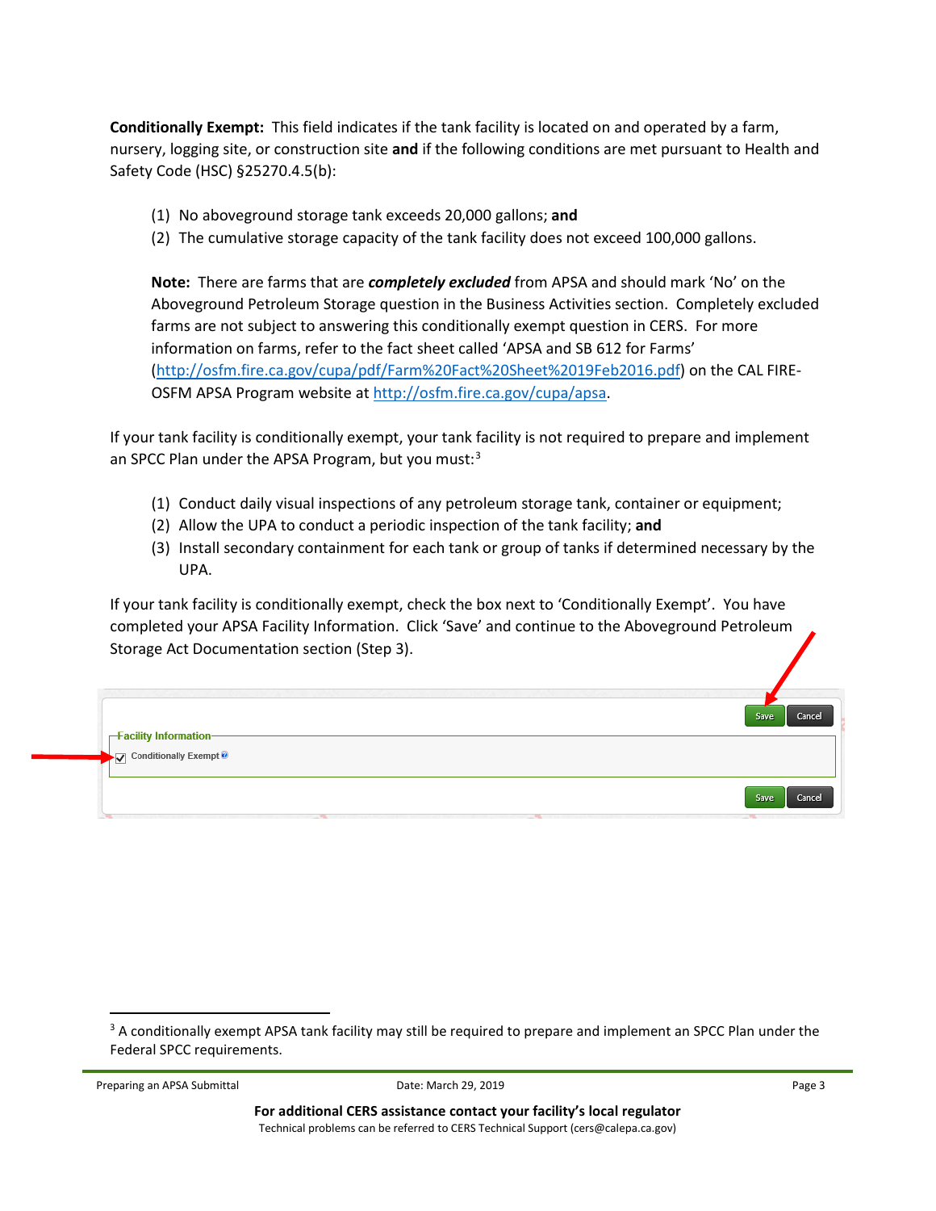**Conditionally Exempt:** This field indicates if the tank facility is located on and operated by a farm, nursery, logging site, or construction site **and** if the following conditions are met pursuant to Health and Safety Code (HSC) §25270.4.5(b):

1. No aboveground storage tank exceeds 20,000 gallons; **and**
2. The cumulative storage capacity of the tank facility does not exceed 100,000 gallons.

**Note:** There are farms that are ***completely excluded*** from APSA and should mark 'No' on the Aboveground Petroleum Storage question in the Business Activities section. Completely excluded farms are not subject to answering this conditionally exempt question in CERS. For more information on farms, refer to the fact sheet called 'APSA and SB 612 for Farms' (http://osfm.fire.ca.gov/cupa/pdf/Farm%20Fact%20Sheet%2019Feb2016.pdf) on the CAL FIRE-OSFM APSA Program website at http://osfm.fire.ca.gov/cupa/apsa.

If your tank facility is conditionally exempt, your tank facility is not required to prepare and implement an SPCC Plan under the APSA Program, but you must:[3]

1. Conduct daily visual inspections of any petroleum storage tank, container or equipment;
2. Allow the UPA to conduct a periodic inspection of the tank facility; **and**
3. Install secondary containment for each tank or group of tanks if determined necessary by the UPA.

If your tank facility is conditionally exempt, check the box next to 'Conditionally Exempt'. You have completed your APSA Facility Information. Click 'Save' and continue to the Aboveground Petroleum Storage Act Documentation section (Step 3).

Facility Information

☑ Conditionally Exempt

Save | Cancel

[3] A conditionally exempt APSA tank facility may still be required to prepare and implement an SPCC Plan under the Federal SPCC requirements.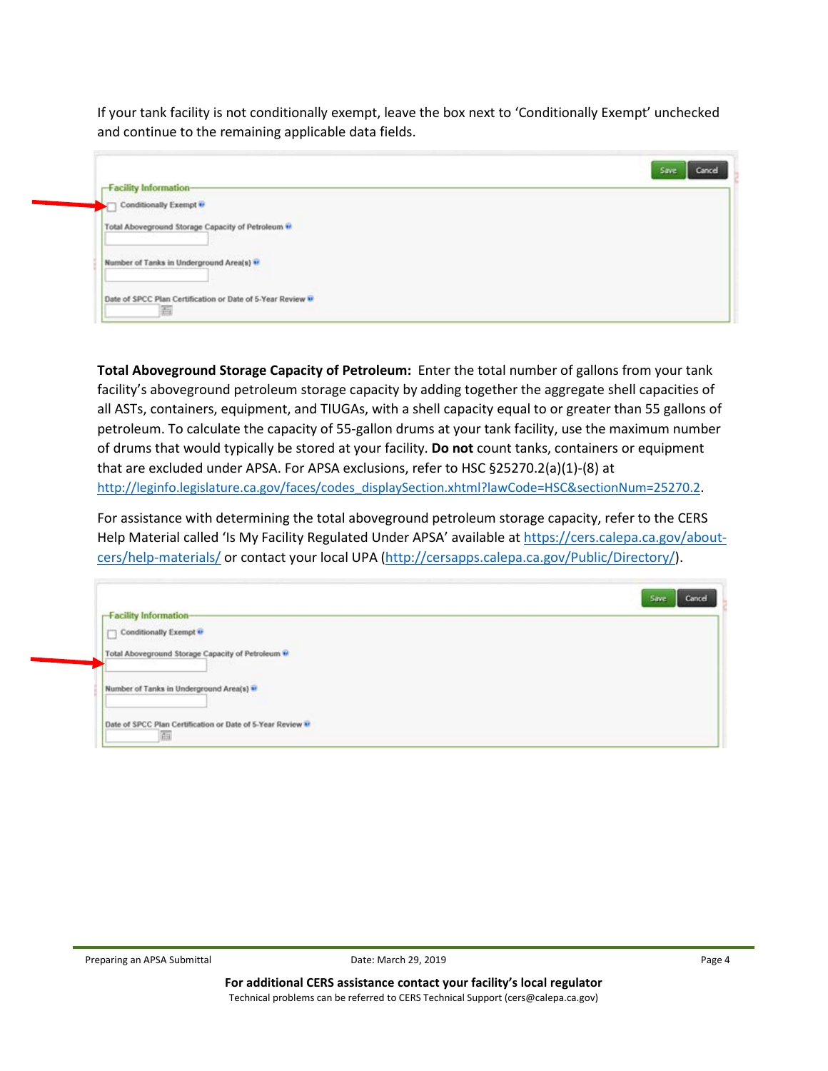If your tank facility is not conditionally exempt, leave the box next to 'Conditionally Exempt' unchecked and continue to the remaining applicable data fields.

**Total Aboveground Storage Capacity of Petroleum:** Enter the total number of gallons from your tank facility's aboveground petroleum storage capacity by adding together the aggregate shell capacities of all ASTs, containers, equipment, and TIUGAs, with a shell capacity equal to or greater than 55 gallons of petroleum. To calculate the capacity of 55-gallon drums at your tank facility, use the maximum number of drums that would typically be stored at your facility. **Do not** count tanks, containers or equipment that are excluded under APSA. For APSA exclusions, refer to HSC §25270.2(a)(1)-(8) at http://leginfo.legislature.ca.gov/faces/codes_displaySection.xhtml?lawCode=HSC&sectionNum=25270.2.

For assistance with determining the total aboveground petroleum storage capacity, refer to the CERS Help Material called 'Is My Facility Regulated Under APSA' available at https://cers.calepa.ca.gov/about-cers/help-materials/ or contact your local UPA (http://cersapps.calepa.ca.gov/Public/Directory/).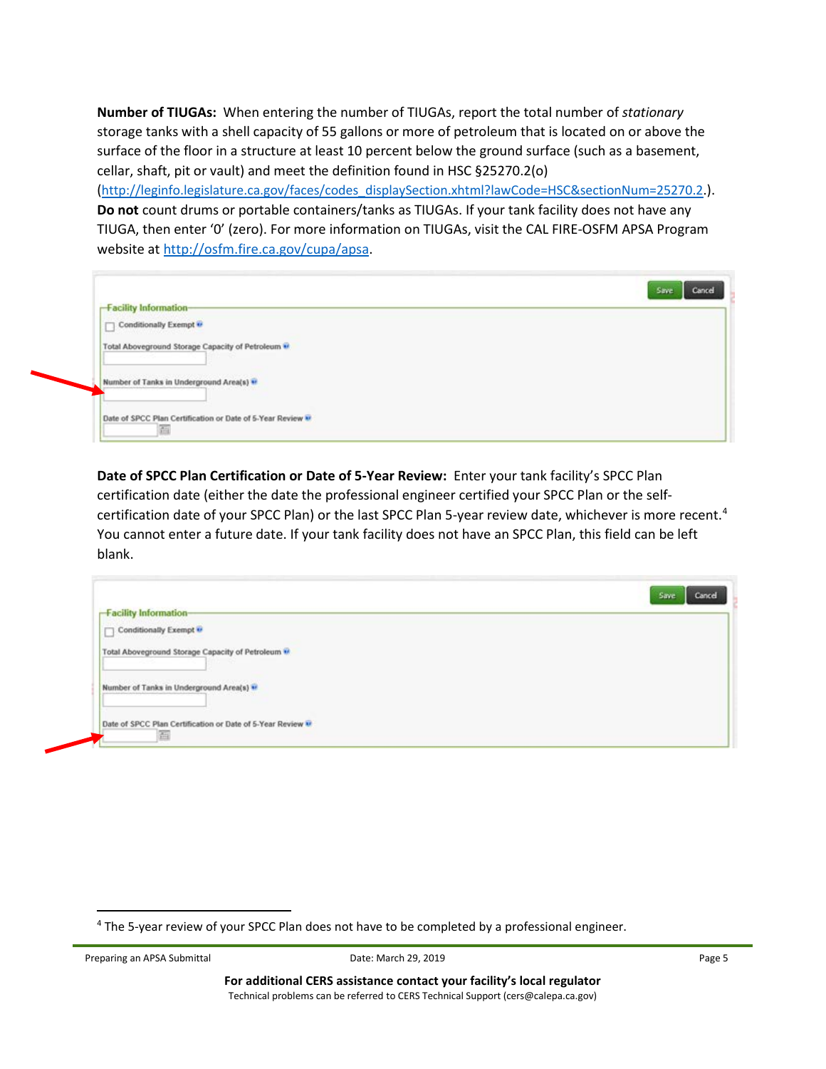**Number of TIUGAs:** When entering the number of TIUGAs, report the total number of *stationary* storage tanks with a shell capacity of 55 gallons or more of petroleum that is located on or above the surface of the floor in a structure at least 10 percent below the ground surface (such as a basement, cellar, shaft, pit or vault) and meet the definition found in HSC §25270.2(o) (http://leginfo.legislature.ca.gov/faces/codes_displaySection.xhtml?lawCode=HSC&sectionNum=25270.2.). **Do not** count drums or portable containers/tanks as TIUGAs. If your tank facility does not have any TIUGA, then enter '0' (zero). For more information on TIUGAs, visit the CAL FIRE-OSFM APSA Program website at http://osfm.fire.ca.gov/cupa/apsa.

**Date of SPCC Plan Certification or Date of 5-Year Review:** Enter your tank facility's SPCC Plan certification date (either the date the professional engineer certified your SPCC Plan or the self-certification date of your SPCC Plan) or the last SPCC Plan 5-year review date, whichever is more recent.[4] You cannot enter a future date. If your tank facility does not have an SPCC Plan, this field can be left blank.

[4] The 5-year review of your SPCC Plan does not have to be completed by a professional engineer.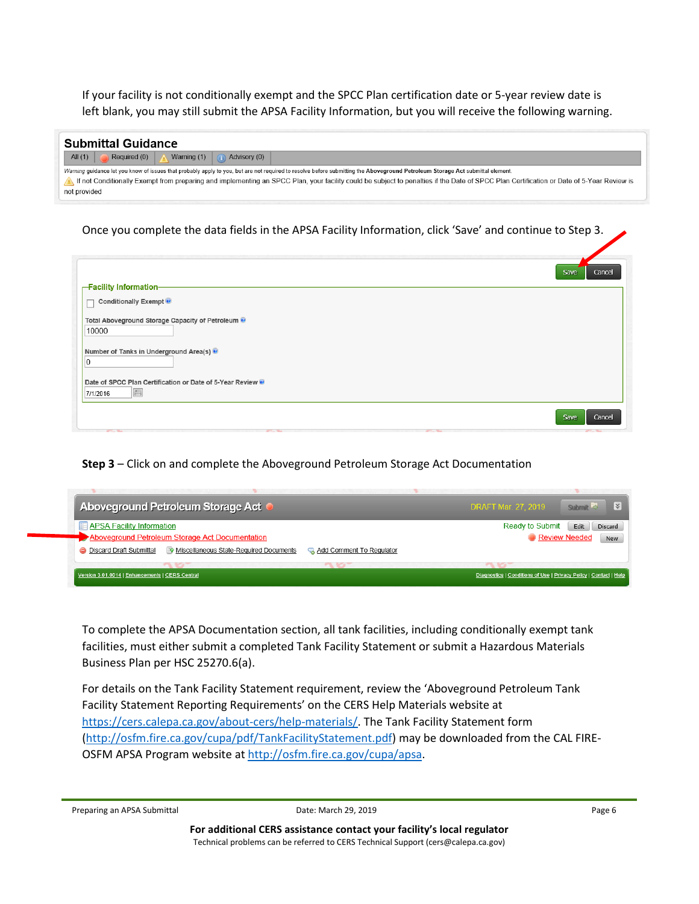If your facility is not conditionally exempt and the SPCC Plan certification date or 5-year review date is left blank, you may still submit the APSA Facility Information, but you will receive the following warning.

**Submittal Guidance**

All (1) | Required (0) | Warning (1) | Advisory (0)

*Warning* guidance let you know of issues that probably apply to you, but are not required to resolve before submitting the **Aboveground Petroleum Storage Act** submittal element.

If not Conditionally Exempt from preparing and implementing an SPCC Plan, your facility could be subject to penalties if the Date of SPCC Plan Certification or Date of 5-Year Review is not provided

Once you complete the data fields in the APSA Facility Information, click 'Save' and continue to Step 3.

Save | Cancel

**Facility Information**

Conditionally Exempt

Total Aboveground Storage Capacity of Petroleum: 10000

Number of Tanks in Underground Area(s): 0

Date of SPCC Plan Certification or Date of 5-Year Review: 7/1/2016

Save | Cancel

**Step 3** – Click on and complete the Aboveground Petroleum Storage Act Documentation

**Aboveground Petroleum Storage Act** — DRAFT Mar. 27, 2019 — Submit

- APSA Facility Information — Ready to Submit — Edit | Discard
- Aboveground Petroleum Storage Act Documentation — Review Needed — New
- Discard Draft Submittal | Miscellaneous State-Required Documents | Add Comment To Regulator

Version 3.01.0014 | Enhancements | CERS Central — Diagnostics | Conditions of Use | Privacy Policy | Contact | Help

To complete the APSA Documentation section, all tank facilities, including conditionally exempt tank facilities, must either submit a completed Tank Facility Statement or submit a Hazardous Materials Business Plan per HSC 25270.6(a).

For details on the Tank Facility Statement requirement, review the 'Aboveground Petroleum Tank Facility Statement Reporting Requirements' on the CERS Help Materials website at https://cers.calepa.ca.gov/about-cers/help-materials/. The Tank Facility Statement form (http://osfm.fire.ca.gov/cupa/pdf/TankFacilityStatement.pdf) may be downloaded from the CAL FIRE-OSFM APSA Program website at http://osfm.fire.ca.gov/cupa/apsa.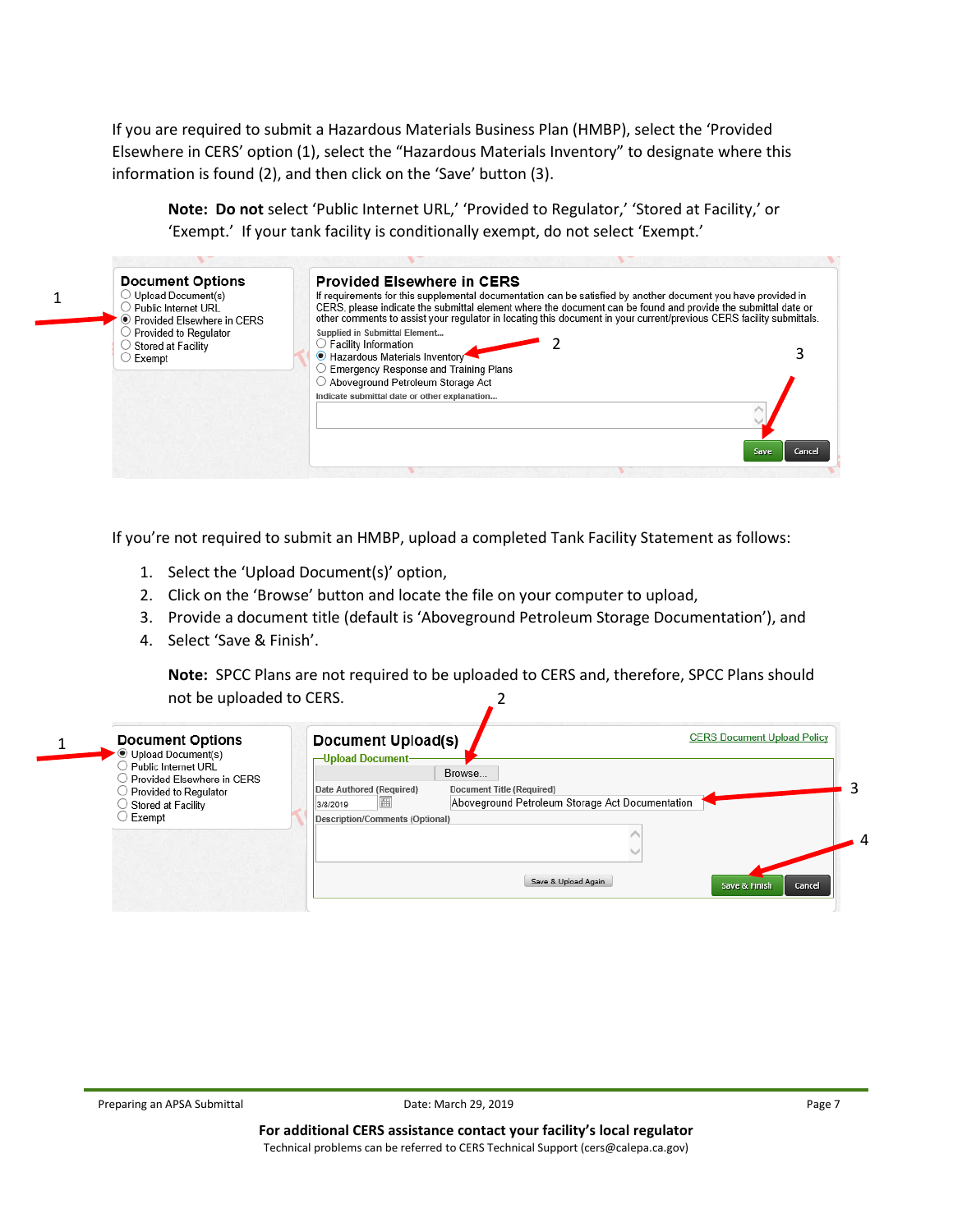If you are required to submit a Hazardous Materials Business Plan (HMBP), select the 'Provided Elsewhere in CERS' option (1), select the "Hazardous Materials Inventory" to designate where this information is found (2), and then click on the 'Save' button (3).

> **Note: Do not** select 'Public Internet URL,' 'Provided to Regulator,' 'Stored at Facility,' or 'Exempt.' If your tank facility is conditionally exempt, do not select 'Exempt.'

If you're not required to submit an HMBP, upload a completed Tank Facility Statement as follows:

1. Select the 'Upload Document(s)' option,
2. Click on the 'Browse' button and locate the file on your computer to upload,
3. Provide a document title (default is 'Aboveground Petroleum Storage Documentation'), and
4. Select 'Save & Finish'.

> **Note:** SPCC Plans are not required to be uploaded to CERS and, therefore, SPCC Plans should not be uploaded to CERS.

**For additional CERS assistance contact your facility's local regulator**

Technical problems can be referred to CERS Technical Support (cers@calepa.ca.gov)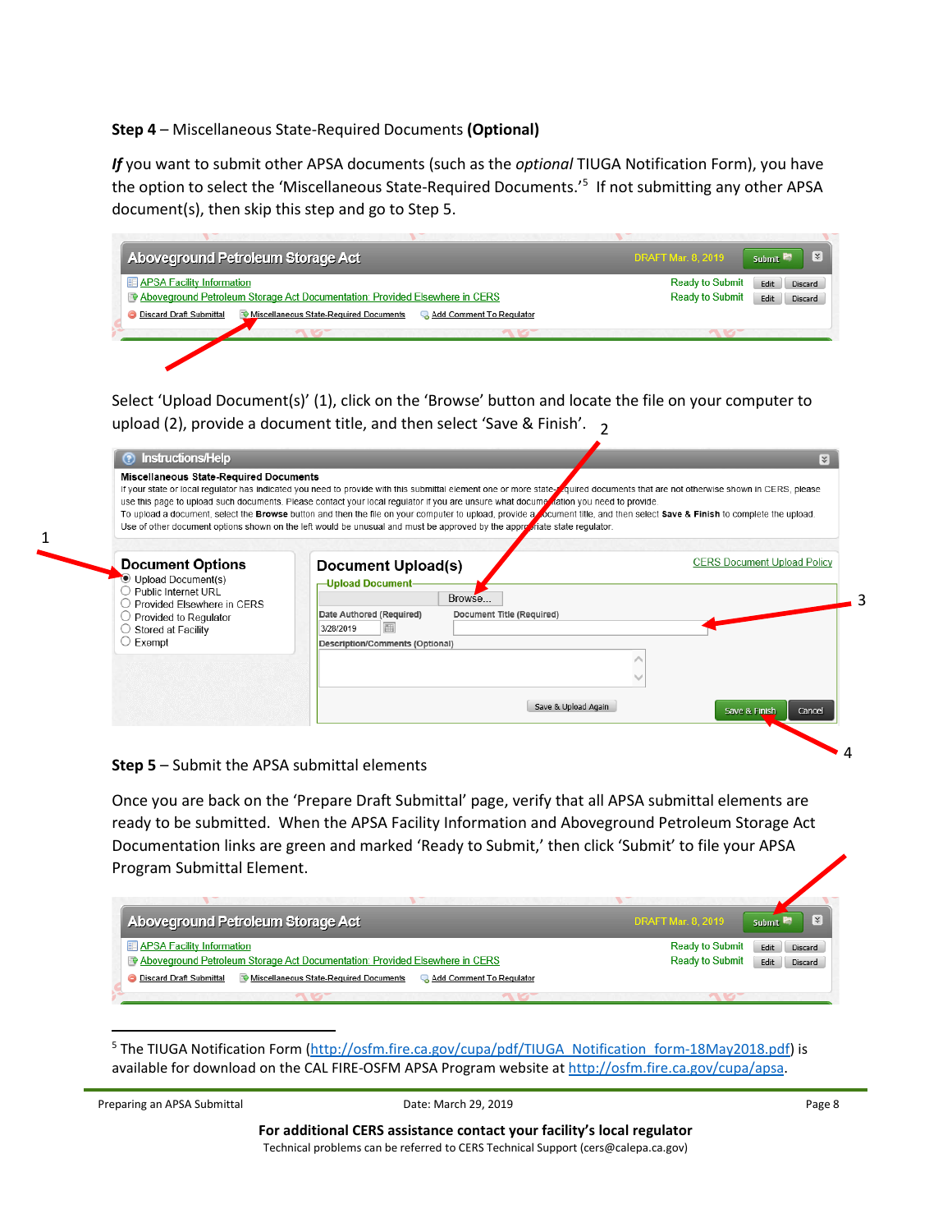**Step 4** – Miscellaneous State-Required Documents **(Optional)**

***If*** you want to submit other APSA documents (such as the *optional* TIUGA Notification Form), you have the option to select the 'Miscellaneous State-Required Documents.'[5] If not submitting any other APSA document(s), then skip this step and go to Step 5.

Select 'Upload Document(s)' (1), click on the 'Browse' button and locate the file on your computer to upload (2), provide a document title, and then select 'Save & Finish'.

**Step 5** – Submit the APSA submittal elements

Once you are back on the 'Prepare Draft Submittal' page, verify that all APSA submittal elements are ready to be submitted. When the APSA Facility Information and Aboveground Petroleum Storage Act Documentation links are green and marked 'Ready to Submit,' then click 'Submit' to file your APSA Program Submittal Element.

---

[5] The TIUGA Notification Form (http://osfm.fire.ca.gov/cupa/pdf/TIUGA_Notification_form-18May2018.pdf) is available for download on the CAL FIRE-OSFM APSA Program website at http://osfm.fire.ca.gov/cupa/apsa.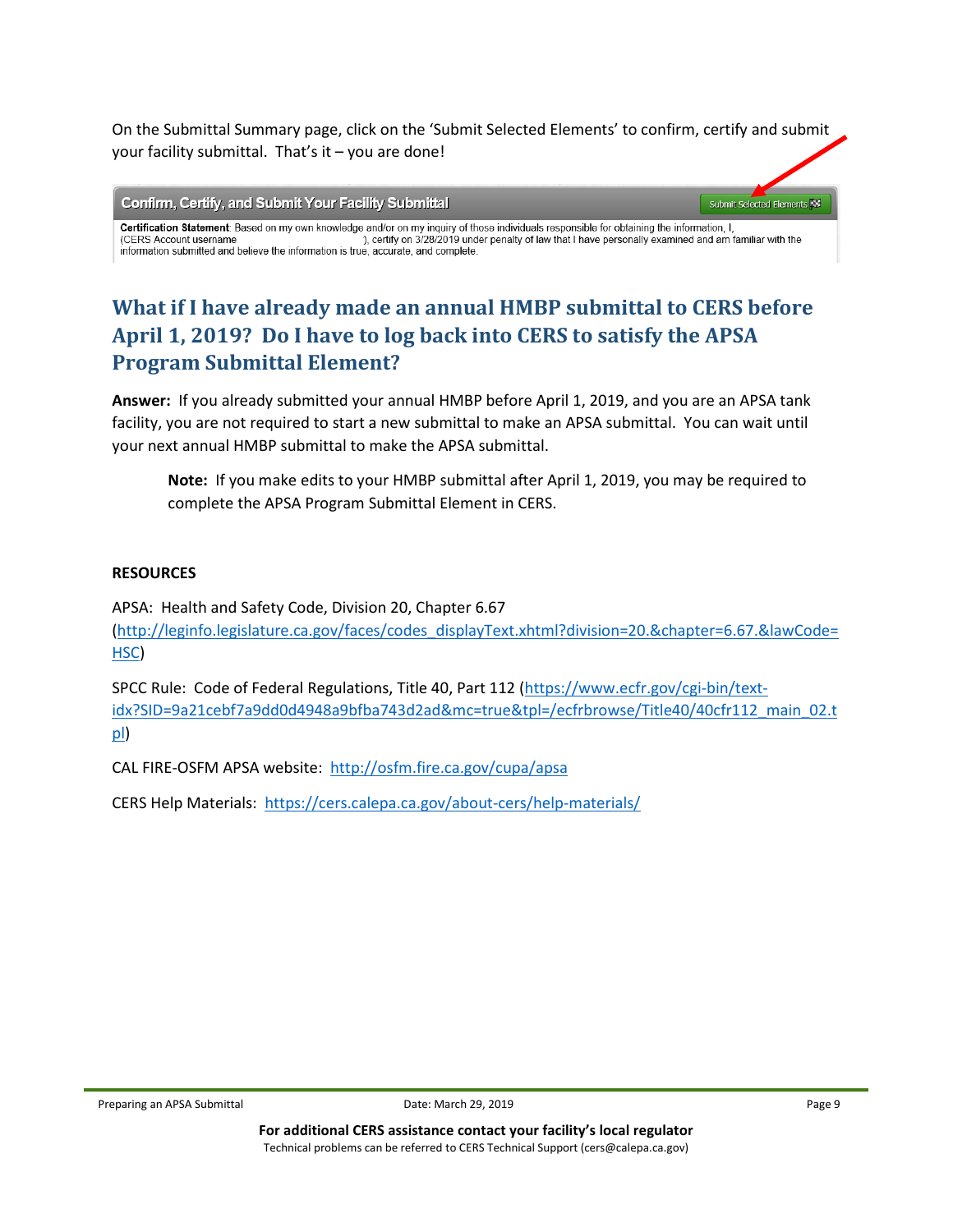On the Submittal Summary page, click on the 'Submit Selected Elements' to confirm, certify and submit your facility submittal. That's it – you are done!

**Confirm, Certify, and Submit Your Facility Submittal** Submit Selected Elements

**Certification Statement**: Based on my own knowledge and/or on my inquiry of those individuals responsible for obtaining the information, I, (CERS Account username ), certify on 3/28/2019 under penalty of law that I have personally examined and am familiar with the information submitted and believe the information is true, accurate, and complete.

## What if I have already made an annual HMBP submittal to CERS before April 1, 2019? Do I have to log back into CERS to satisfy the APSA Program Submittal Element?

**Answer:** If you already submitted your annual HMBP before April 1, 2019, and you are an APSA tank facility, you are not required to start a new submittal to make an APSA submittal. You can wait until your next annual HMBP submittal to make the APSA submittal.

> **Note:** If you make edits to your HMBP submittal after April 1, 2019, you may be required to complete the APSA Program Submittal Element in CERS.

**RESOURCES**

APSA: Health and Safety Code, Division 20, Chapter 6.67 (http://leginfo.legislature.ca.gov/faces/codes_displayText.xhtml?division=20.&chapter=6.67.&lawCode=HSC)

SPCC Rule: Code of Federal Regulations, Title 40, Part 112 (https://www.ecfr.gov/cgi-bin/text-idx?SID=9a21cebf7a9dd0d4948a9bfba743d2ad&mc=true&tpl=/ecfrbrowse/Title40/40cfr112_main_02.tpl)

CAL FIRE-OSFM APSA website: http://osfm.fire.ca.gov/cupa/apsa

CERS Help Materials: https://cers.calepa.ca.gov/about-cers/help-materials/

**For additional CERS assistance contact your facility's local regulator**
Technical problems can be referred to CERS Technical Support (cers@calepa.ca.gov)